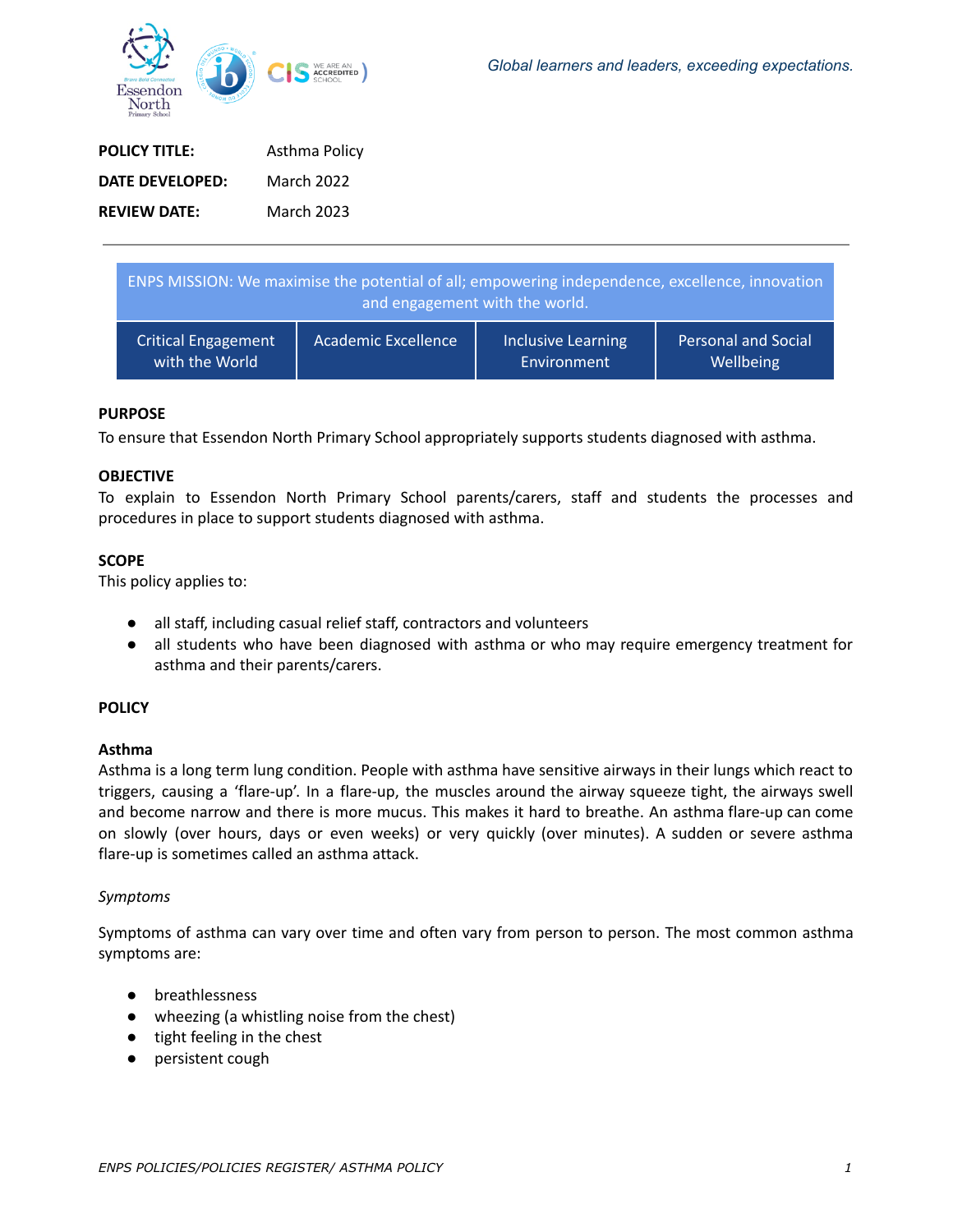*Global learners and leaders, exceeding expectations.*

**POLICY TITLE:** Asthma Policy

**DATE DEVELOPED:** March 2022

**REVIEW DATE:** March 2023

---

| ENPS MISSION: We maximise the potential of all; empowering independence, excellence, innovation and engagement with the world. | | | |
|---|---|---|---|
| Critical Engagement with the World | Academic Excellence | Inclusive Learning Environment | Personal and Social Wellbeing |

**PURPOSE**

To ensure that Essendon North Primary School appropriately supports students diagnosed with asthma.

**OBJECTIVE**

To explain to Essendon North Primary School parents/carers, staff and students the processes and procedures in place to support students diagnosed with asthma.

**SCOPE**

This policy applies to:

- all staff, including casual relief staff, contractors and volunteers
- all students who have been diagnosed with asthma or who may require emergency treatment for asthma and their parents/carers.

**POLICY**

**Asthma**

Asthma is a long term lung condition. People with asthma have sensitive airways in their lungs which react to triggers, causing a 'flare-up'. In a flare-up, the muscles around the airway squeeze tight, the airways swell and become narrow and there is more mucus. This makes it hard to breathe. An asthma flare-up can come on slowly (over hours, days or even weeks) or very quickly (over minutes). A sudden or severe asthma flare-up is sometimes called an asthma attack.

*Symptoms*

Symptoms of asthma can vary over time and often vary from person to person. The most common asthma symptoms are:

- breathlessness
- wheezing (a whistling noise from the chest)
- tight feeling in the chest
- persistent cough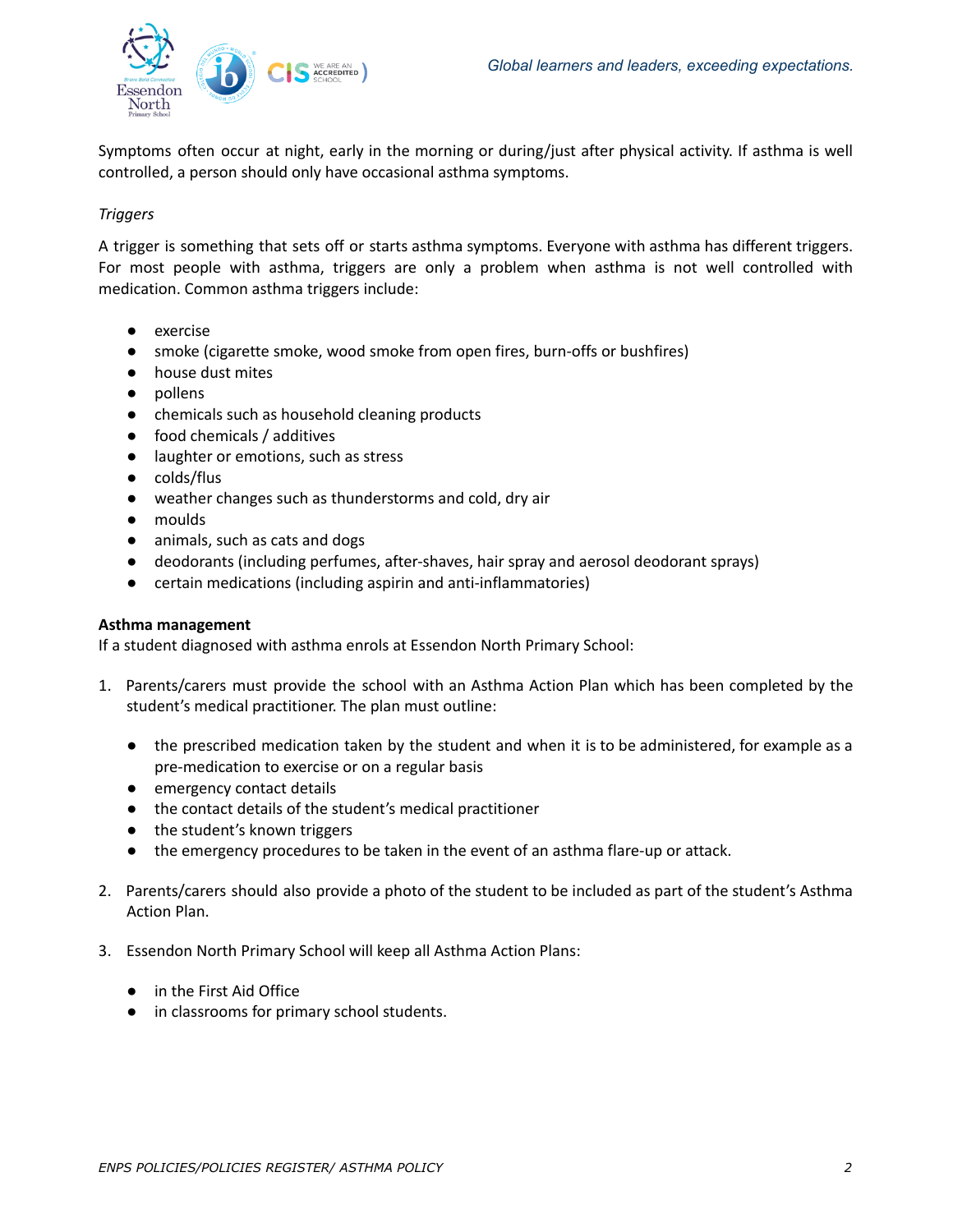Symptoms often occur at night, early in the morning or during/just after physical activity. If asthma is well controlled, a person should only have occasional asthma symptoms.

*Triggers*

A trigger is something that sets off or starts asthma symptoms. Everyone with asthma has different triggers. For most people with asthma, triggers are only a problem when asthma is not well controlled with medication. Common asthma triggers include:

- exercise
- smoke (cigarette smoke, wood smoke from open fires, burn-offs or bushfires)
- house dust mites
- pollens
- chemicals such as household cleaning products
- food chemicals / additives
- laughter or emotions, such as stress
- colds/flus
- weather changes such as thunderstorms and cold, dry air
- moulds
- animals, such as cats and dogs
- deodorants (including perfumes, after-shaves, hair spray and aerosol deodorant sprays)
- certain medications (including aspirin and anti-inflammatories)

**Asthma management**

If a student diagnosed with asthma enrols at Essendon North Primary School:

1. Parents/carers must provide the school with an Asthma Action Plan which has been completed by the student's medical practitioner. The plan must outline:

   - the prescribed medication taken by the student and when it is to be administered, for example as a pre-medication to exercise or on a regular basis
   - emergency contact details
   - the contact details of the student's medical practitioner
   - the student's known triggers
   - the emergency procedures to be taken in the event of an asthma flare-up or attack.

2. Parents/carers should also provide a photo of the student to be included as part of the student's Asthma Action Plan.

3. Essendon North Primary School will keep all Asthma Action Plans:

   - in the First Aid Office
   - in classrooms for primary school students.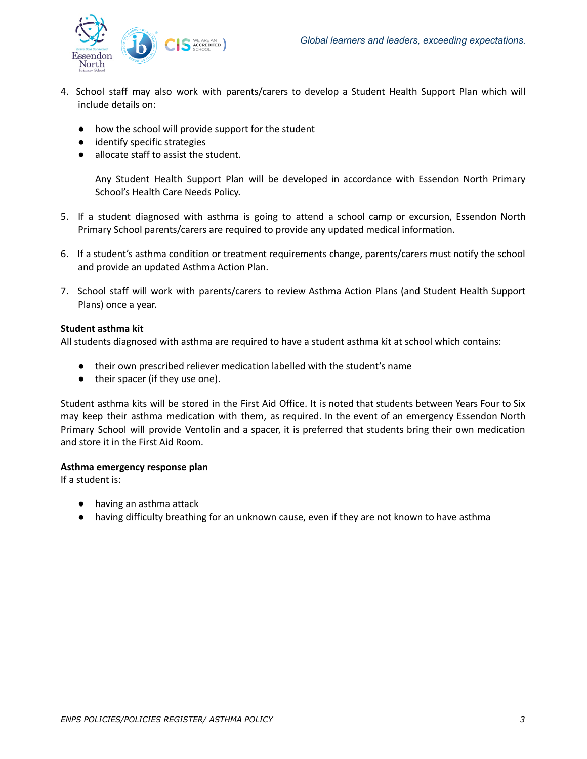4. School staff may also work with parents/carers to develop a Student Health Support Plan which will include details on:

   - how the school will provide support for the student
   - identify specific strategies
   - allocate staff to assist the student.

   Any Student Health Support Plan will be developed in accordance with Essendon North Primary School's Health Care Needs Policy.

5. If a student diagnosed with asthma is going to attend a school camp or excursion, Essendon North Primary School parents/carers are required to provide any updated medical information.

6. If a student's asthma condition or treatment requirements change, parents/carers must notify the school and provide an updated Asthma Action Plan.

7. School staff will work with parents/carers to review Asthma Action Plans (and Student Health Support Plans) once a year.

**Student asthma kit**

All students diagnosed with asthma are required to have a student asthma kit at school which contains:

- their own prescribed reliever medication labelled with the student's name
- their spacer (if they use one).

Student asthma kits will be stored in the First Aid Office. It is noted that students between Years Four to Six may keep their asthma medication with them, as required. In the event of an emergency Essendon North Primary School will provide Ventolin and a spacer, it is preferred that students bring their own medication and store it in the First Aid Room.

**Asthma emergency response plan**

If a student is:

- having an asthma attack
- having difficulty breathing for an unknown cause, even if they are not known to have asthma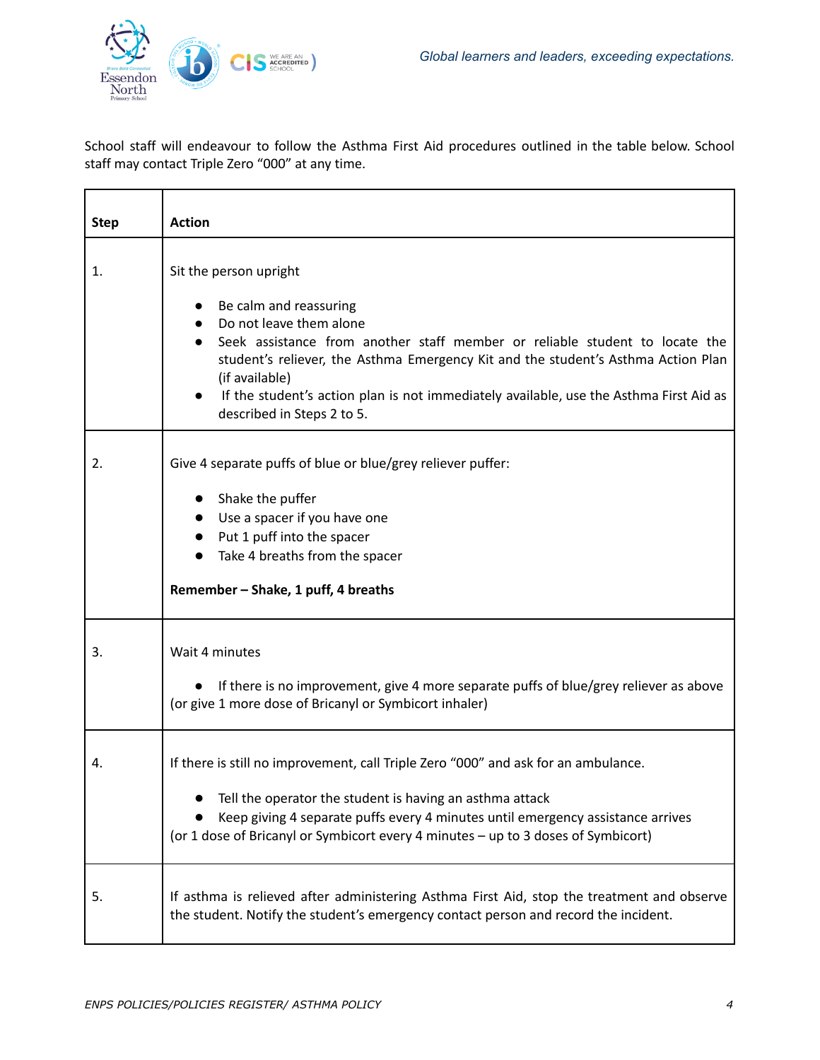School staff will endeavour to follow the Asthma First Aid procedures outlined in the table below. School staff may contact Triple Zero "000" at any time.

| Step | Action |
|---|---|
| 1. | Sit the person upright<br>● Be calm and reassuring<br>● Do not leave them alone<br>● Seek assistance from another staff member or reliable student to locate the student's reliever, the Asthma Emergency Kit and the student's Asthma Action Plan (if available)<br>● If the student's action plan is not immediately available, use the Asthma First Aid as described in Steps 2 to 5. |
| 2. | Give 4 separate puffs of blue or blue/grey reliever puffer:<br>● Shake the puffer<br>● Use a spacer if you have one<br>● Put 1 puff into the spacer<br>● Take 4 breaths from the spacer<br>**Remember – Shake, 1 puff, 4 breaths** |
| 3. | Wait 4 minutes<br>● If there is no improvement, give 4 more separate puffs of blue/grey reliever as above (or give 1 more dose of Bricanyl or Symbicort inhaler) |
| 4. | If there is still no improvement, call Triple Zero "000" and ask for an ambulance.<br>● Tell the operator the student is having an asthma attack<br>● Keep giving 4 separate puffs every 4 minutes until emergency assistance arrives (or 1 dose of Bricanyl or Symbicort every 4 minutes – up to 3 doses of Symbicort) |
| 5. | If asthma is relieved after administering Asthma First Aid, stop the treatment and observe the student. Notify the student's emergency contact person and record the incident. |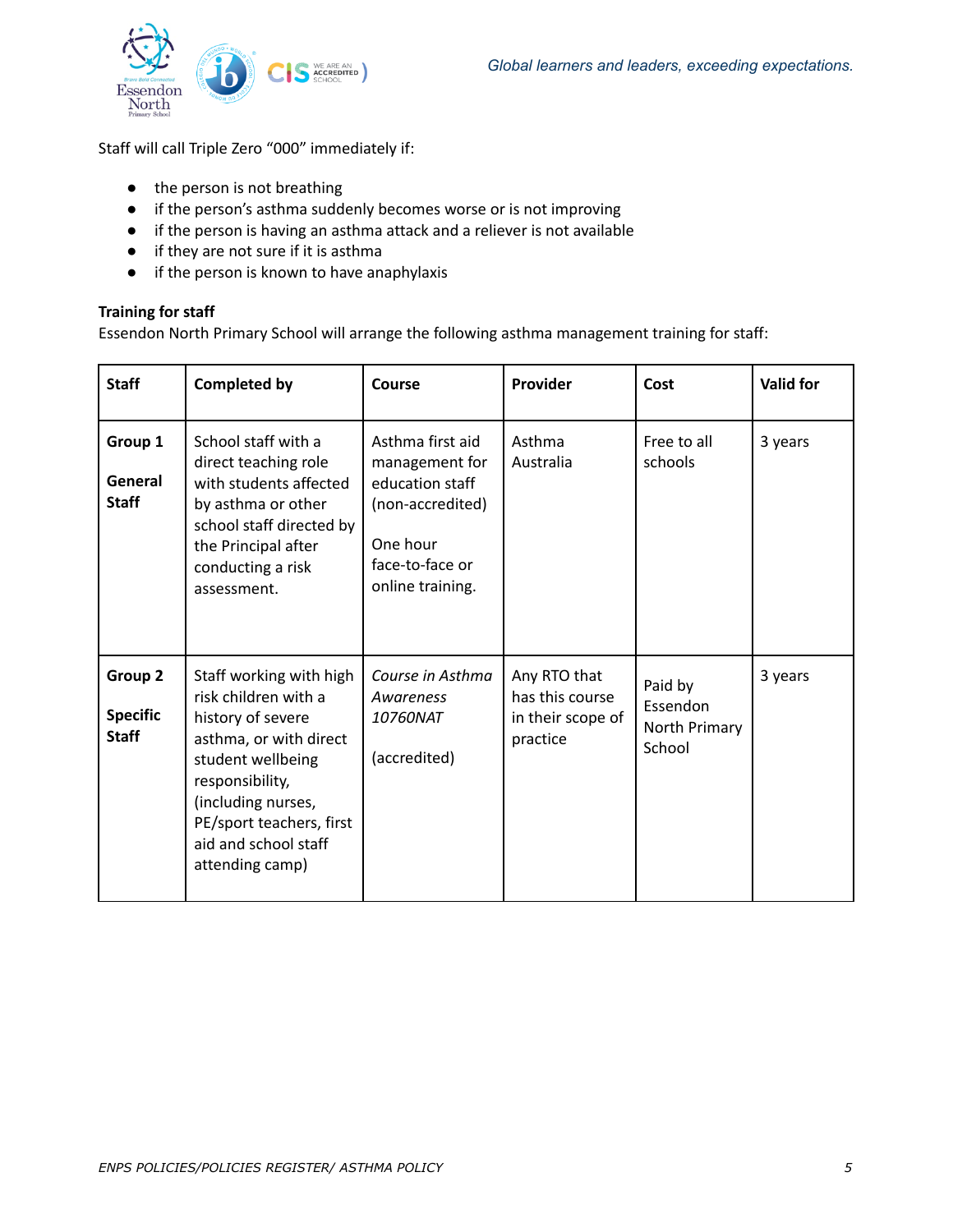Staff will call Triple Zero "000" immediately if:

- the person is not breathing
- if the person's asthma suddenly becomes worse or is not improving
- if the person is having an asthma attack and a reliever is not available
- if they are not sure if it is asthma
- if the person is known to have anaphylaxis

**Training for staff**

Essendon North Primary School will arrange the following asthma management training for staff:

| Staff | Completed by | Course | Provider | Cost | Valid for |
|---|---|---|---|---|---|
| **Group 1**<br><br>**General Staff** | School staff with a direct teaching role with students affected by asthma or other school staff directed by the Principal after conducting a risk assessment. | Asthma first aid management for education staff (non-accredited)<br><br>One hour face-to-face or online training. | Asthma Australia | Free to all schools | 3 years |
| **Group 2**<br><br>**Specific Staff** | Staff working with high risk children with a history of severe asthma, or with direct student wellbeing responsibility, (including nurses, PE/sport teachers, first aid and school staff attending camp) | *Course in Asthma Awareness 10760NAT*<br><br>(accredited) | Any RTO that has this course in their scope of practice | Paid by Essendon North Primary School | 3 years |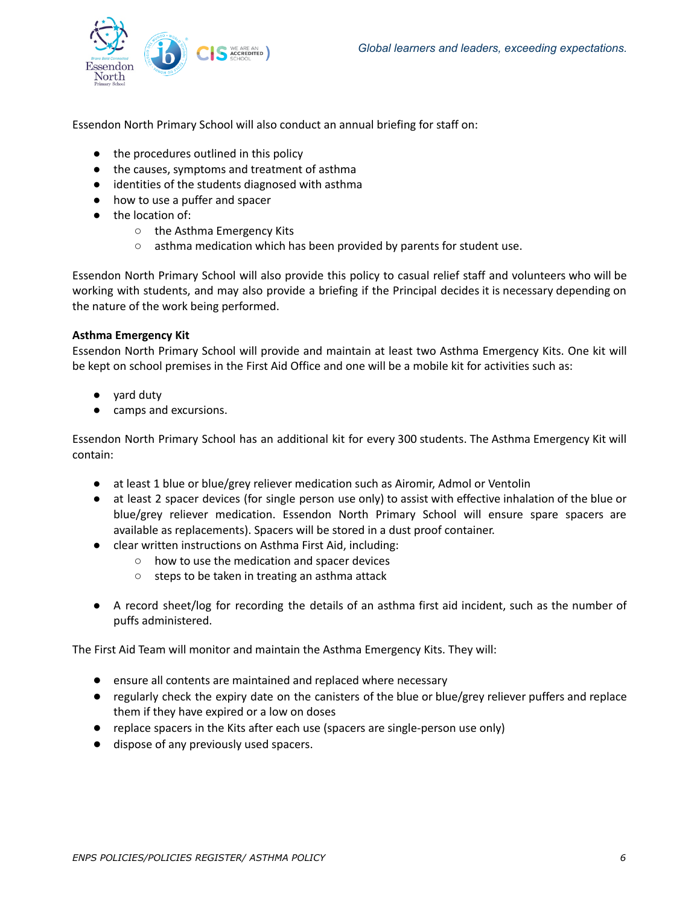Essendon North Primary School will also conduct an annual briefing for staff on:

- the procedures outlined in this policy
- the causes, symptoms and treatment of asthma
- identities of the students diagnosed with asthma
- how to use a puffer and spacer
- the location of:
  - the Asthma Emergency Kits
  - asthma medication which has been provided by parents for student use.

Essendon North Primary School will also provide this policy to casual relief staff and volunteers who will be working with students, and may also provide a briefing if the Principal decides it is necessary depending on the nature of the work being performed.

**Asthma Emergency Kit**

Essendon North Primary School will provide and maintain at least two Asthma Emergency Kits. One kit will be kept on school premises in the First Aid Office and one will be a mobile kit for activities such as:

- yard duty
- camps and excursions.

Essendon North Primary School has an additional kit for every 300 students. The Asthma Emergency Kit will contain:

- at least 1 blue or blue/grey reliever medication such as Airomir, Admol or Ventolin
- at least 2 spacer devices (for single person use only) to assist with effective inhalation of the blue or blue/grey reliever medication. Essendon North Primary School will ensure spare spacers are available as replacements). Spacers will be stored in a dust proof container.
- clear written instructions on Asthma First Aid, including:
  - how to use the medication and spacer devices
  - steps to be taken in treating an asthma attack
- A record sheet/log for recording the details of an asthma first aid incident, such as the number of puffs administered.

The First Aid Team will monitor and maintain the Asthma Emergency Kits. They will:

- ensure all contents are maintained and replaced where necessary
- regularly check the expiry date on the canisters of the blue or blue/grey reliever puffers and replace them if they have expired or a low on doses
- replace spacers in the Kits after each use (spacers are single-person use only)
- dispose of any previously used spacers.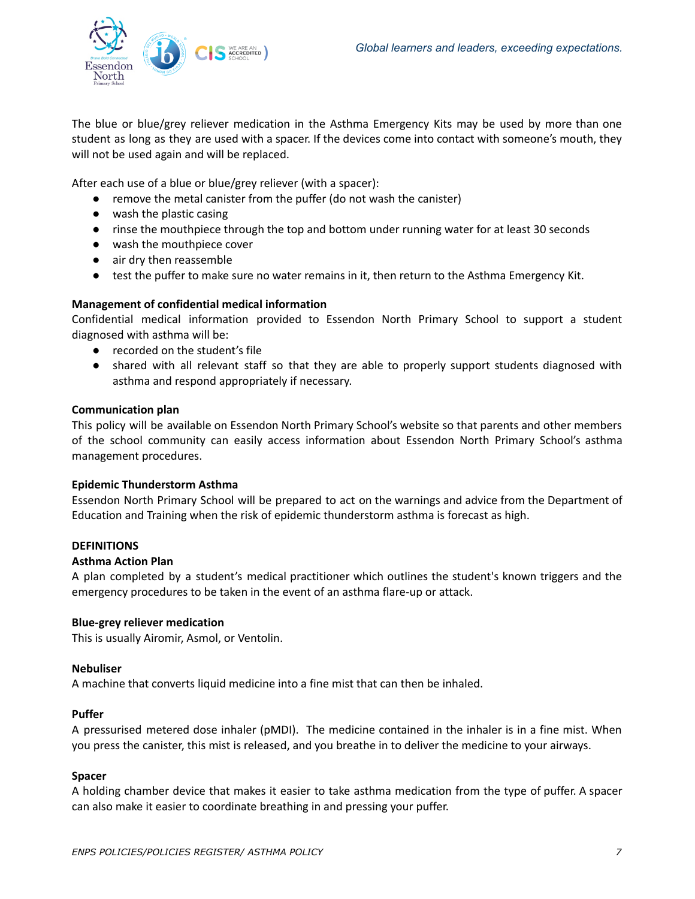The blue or blue/grey reliever medication in the Asthma Emergency Kits may be used by more than one student as long as they are used with a spacer. If the devices come into contact with someone's mouth, they will not be used again and will be replaced.

After each use of a blue or blue/grey reliever (with a spacer):

- remove the metal canister from the puffer (do not wash the canister)
- wash the plastic casing
- rinse the mouthpiece through the top and bottom under running water for at least 30 seconds
- wash the mouthpiece cover
- air dry then reassemble
- test the puffer to make sure no water remains in it, then return to the Asthma Emergency Kit.

**Management of confidential medical information**

Confidential medical information provided to Essendon North Primary School to support a student diagnosed with asthma will be:

- recorded on the student's file
- shared with all relevant staff so that they are able to properly support students diagnosed with asthma and respond appropriately if necessary.

**Communication plan**

This policy will be available on Essendon North Primary School's website so that parents and other members of the school community can easily access information about Essendon North Primary School's asthma management procedures.

**Epidemic Thunderstorm Asthma**

Essendon North Primary School will be prepared to act on the warnings and advice from the Department of Education and Training when the risk of epidemic thunderstorm asthma is forecast as high.

## DEFINITIONS

**Asthma Action Plan**

A plan completed by a student's medical practitioner which outlines the student's known triggers and the emergency procedures to be taken in the event of an asthma flare-up or attack.

**Blue-grey reliever medication**

This is usually Airomir, Asmol, or Ventolin.

**Nebuliser**

A machine that converts liquid medicine into a fine mist that can then be inhaled.

**Puffer**

A pressurised metered dose inhaler (pMDI). The medicine contained in the inhaler is in a fine mist. When you press the canister, this mist is released, and you breathe in to deliver the medicine to your airways.

**Spacer**

A holding chamber device that makes it easier to take asthma medication from the type of puffer. A spacer can also make it easier to coordinate breathing in and pressing your puffer.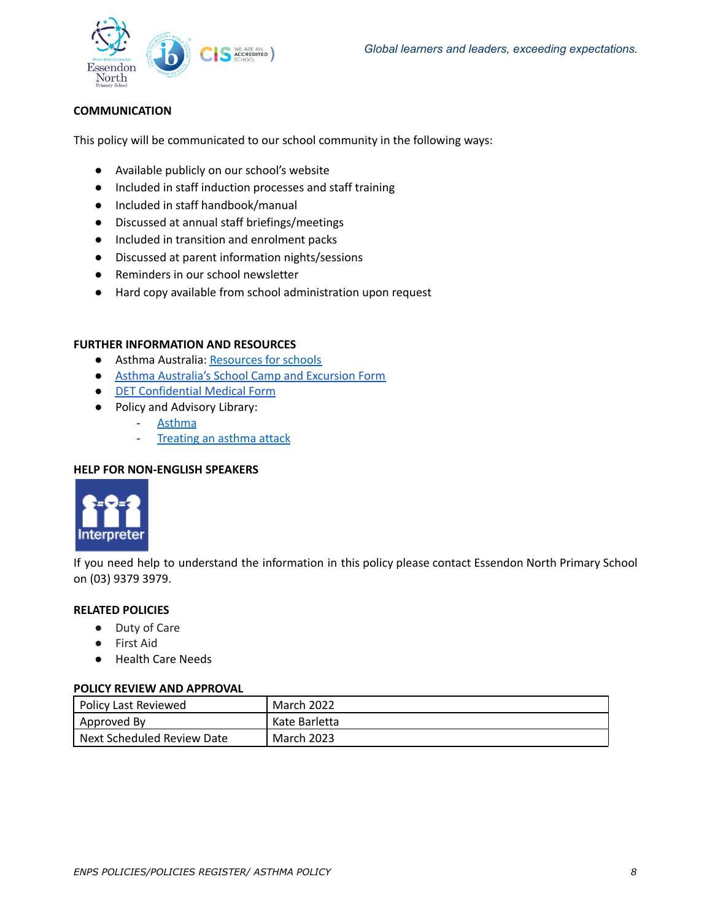## COMMUNICATION

This policy will be communicated to our school community in the following ways:

- Available publicly on our school's website
- Included in staff induction processes and staff training
- Included in staff handbook/manual
- Discussed at annual staff briefings/meetings
- Included in transition and enrolment packs
- Discussed at parent information nights/sessions
- Reminders in our school newsletter
- Hard copy available from school administration upon request

## FURTHER INFORMATION AND RESOURCES

- Asthma Australia: Resources for schools
- Asthma Australia's School Camp and Excursion Form
- DET Confidential Medical Form
- Policy and Advisory Library:
  - Asthma
  - Treating an asthma attack

## HELP FOR NON-ENGLISH SPEAKERS

Interpreter

If you need help to understand the information in this policy please contact Essendon North Primary School on (03) 9379 3979.

## RELATED POLICIES

- Duty of Care
- First Aid
- Health Care Needs

## POLICY REVIEW AND APPROVAL

| | |
|---|---|
| Policy Last Reviewed | March 2022 |
| Approved By | Kate Barletta |
| Next Scheduled Review Date | March 2023 |